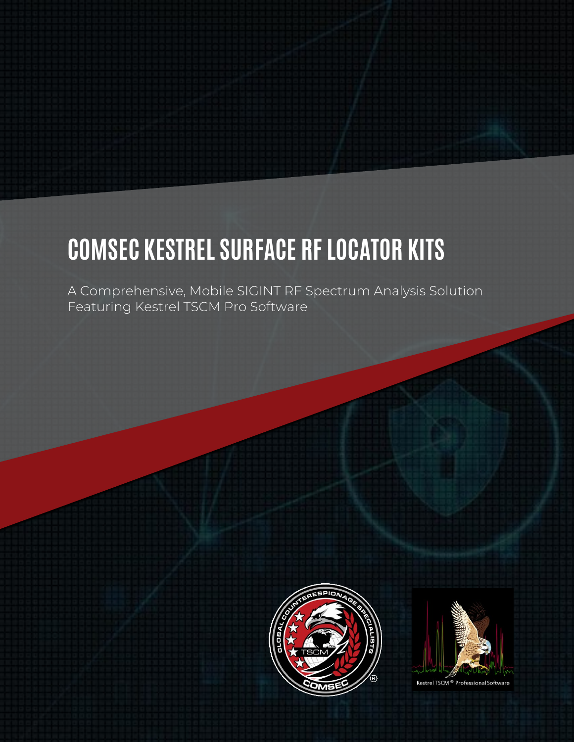# COMSEC KESTREL SURFACE RF LOCATOR KITS

A Comprehensive, Mobile SIGINT RF Spectrum Analysis Solution Featuring Kestrel TSCM Pro Software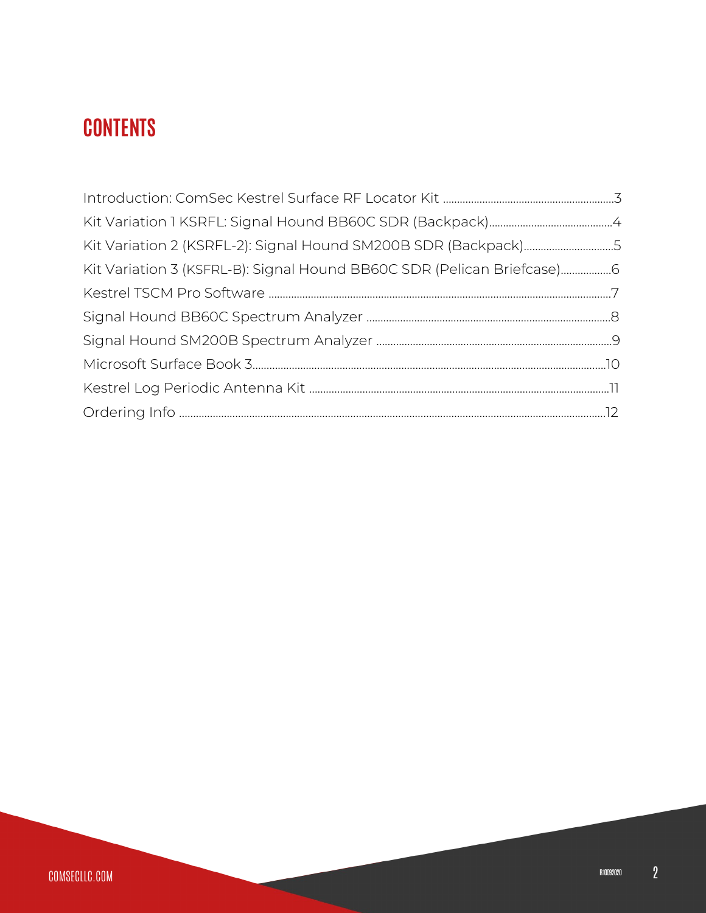# CONTENTS

Introduction: ComSec Kestrel Surface RF Locator Kit ............................................................3
Kit Variation 1 KSRFL: Signal Hound BB60C SDR (Backpack)............................................4
Kit Variation 2 (KSRFL-2): Signal Hound SM200B SDR (Backpack)................................5
Kit Variation 3 (KSFRL-B): Signal Hound BB60C SDR (Pelican Briefcase)..................6
Kestrel TSCM Pro Software ..........................................................................................................7
Signal Hound BB60C Spectrum Analyzer .......................................................................................8
Signal Hound SM200B Spectrum Analyzer ....................................................................................9
Microsoft Surface Book 3..............................................................................................................10
Kestrel Log Periodic Antenna Kit ...........................................................................................11
Ordering Info ........................................................................................................................................12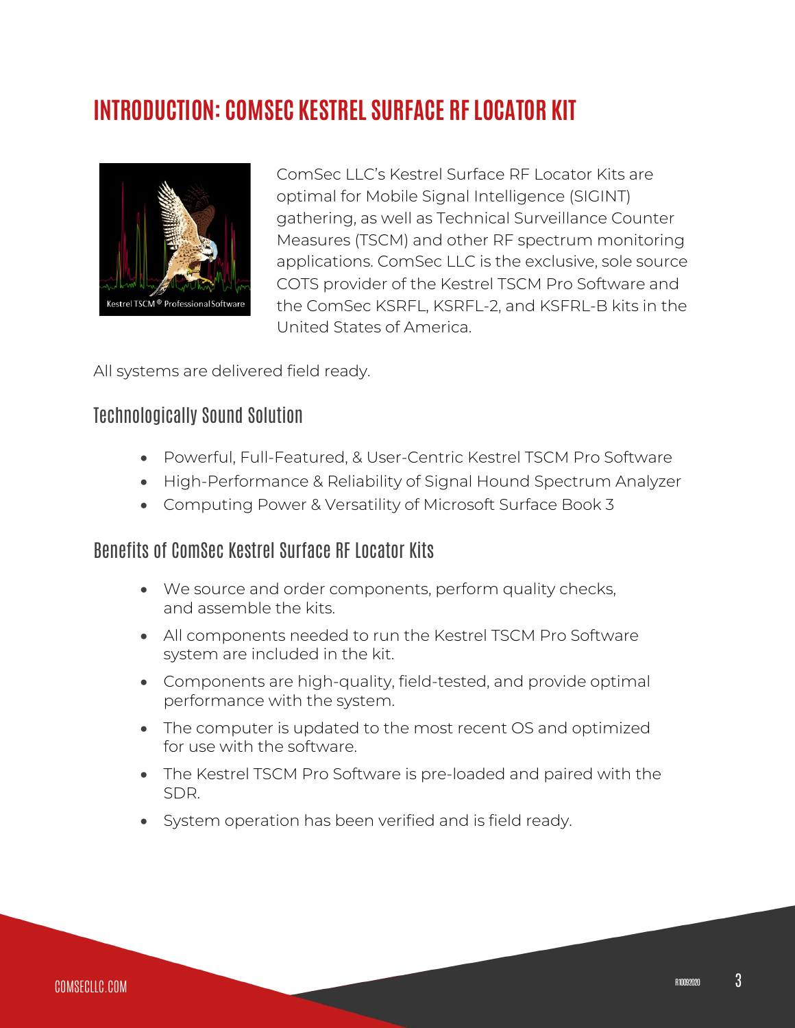# INTRODUCTION: COMSEC KESTREL SURFACE RF LOCATOR KIT

ComSec LLC's Kestrel Surface RF Locator Kits are optimal for Mobile Signal Intelligence (SIGINT) gathering, as well as Technical Surveillance Counter Measures (TSCM) and other RF spectrum monitoring applications. ComSec LLC is the exclusive, sole source COTS provider of the Kestrel TSCM Pro Software and the ComSec KSRFL, KSRFL-2, and KSFRL-B kits in the United States of America.

All systems are delivered field ready.

## Technologically Sound Solution

- Powerful, Full-Featured, & User-Centric Kestrel TSCM Pro Software
- High-Performance & Reliability of Signal Hound Spectrum Analyzer
- Computing Power & Versatility of Microsoft Surface Book 3

## Benefits of ComSec Kestrel Surface RF Locator Kits

- We source and order components, perform quality checks, and assemble the kits.
- All components needed to run the Kestrel TSCM Pro Software system are included in the kit.
- Components are high-quality, field-tested, and provide optimal performance with the system.
- The computer is updated to the most recent OS and optimized for use with the software.
- The Kestrel TSCM Pro Software is pre-loaded and paired with the SDR.
- System operation has been verified and is field ready.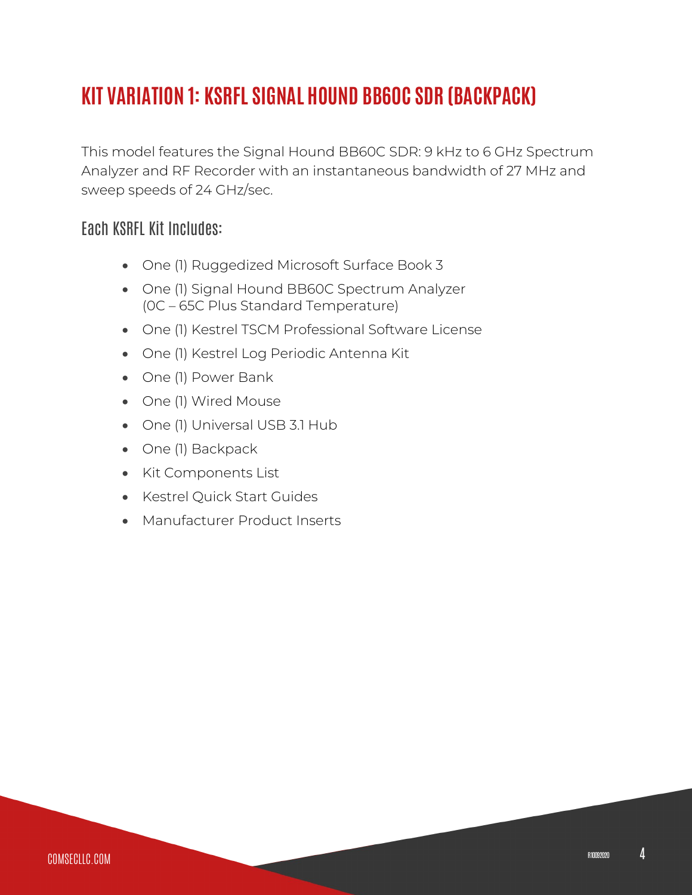# KIT VARIATION 1: KSRFL SIGNAL HOUND BB60C SDR (BACKPACK)

This model features the Signal Hound BB60C SDR: 9 kHz to 6 GHz Spectrum Analyzer and RF Recorder with an instantaneous bandwidth of 27 MHz and sweep speeds of 24 GHz/sec.

## Each KSRFL Kit Includes:

- One (1) Ruggedized Microsoft Surface Book 3
- One (1) Signal Hound BB60C Spectrum Analyzer (0C – 65C Plus Standard Temperature)
- One (1) Kestrel TSCM Professional Software License
- One (1) Kestrel Log Periodic Antenna Kit
- One (1) Power Bank
- One (1) Wired Mouse
- One (1) Universal USB 3.1 Hub
- One (1) Backpack
- Kit Components List
- Kestrel Quick Start Guides
- Manufacturer Product Inserts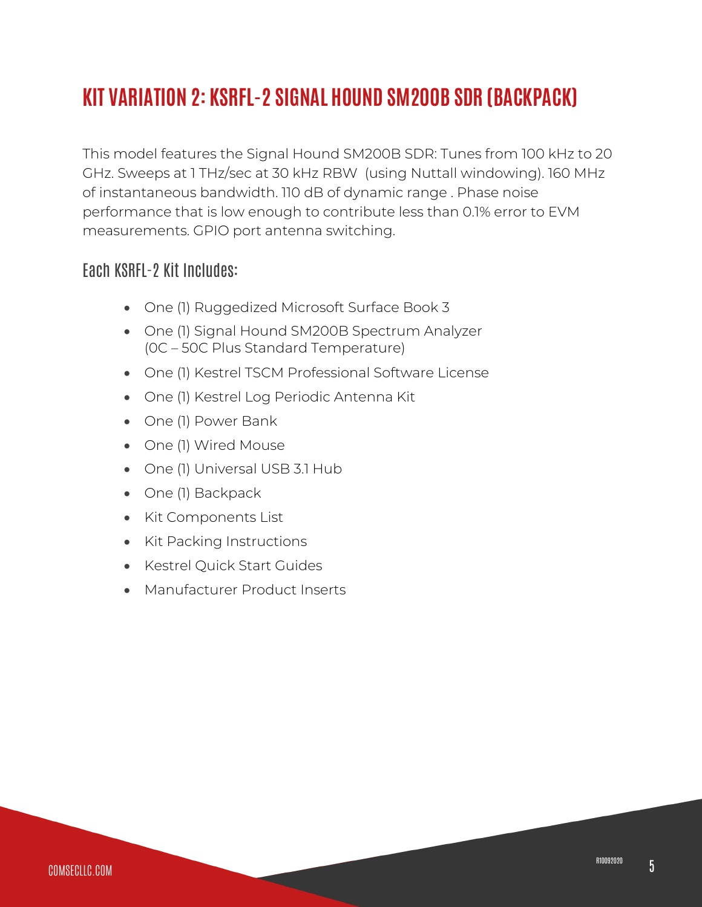# KIT VARIATION 2: KSRFL-2 SIGNAL HOUND SM200B SDR (BACKPACK)

This model features the Signal Hound SM200B SDR: Tunes from 100 kHz to 20 GHz. Sweeps at 1 THz/sec at 30 kHz RBW (using Nuttall windowing). 160 MHz of instantaneous bandwidth. 110 dB of dynamic range . Phase noise performance that is low enough to contribute less than 0.1% error to EVM measurements. GPIO port antenna switching.

## Each KSRFL-2 Kit Includes:

- One (1) Ruggedized Microsoft Surface Book 3
- One (1) Signal Hound SM200B Spectrum Analyzer (0C – 50C Plus Standard Temperature)
- One (1) Kestrel TSCM Professional Software License
- One (1) Kestrel Log Periodic Antenna Kit
- One (1) Power Bank
- One (1) Wired Mouse
- One (1) Universal USB 3.1 Hub
- One (1) Backpack
- Kit Components List
- Kit Packing Instructions
- Kestrel Quick Start Guides
- Manufacturer Product Inserts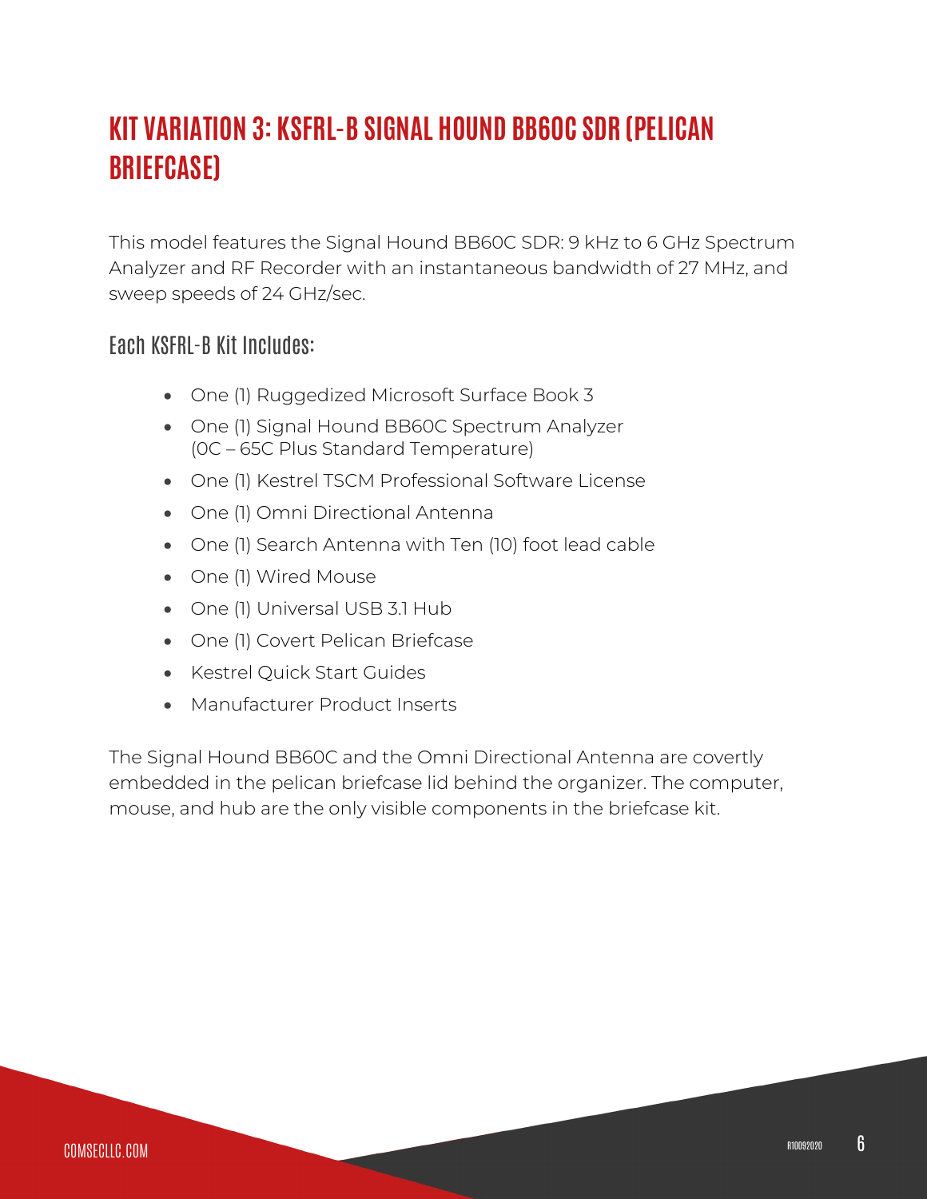# KIT VARIATION 3: KSFRL-B SIGNAL HOUND BB60C SDR (PELICAN BRIEFCASE)

This model features the Signal Hound BB60C SDR: 9 kHz to 6 GHz Spectrum Analyzer and RF Recorder with an instantaneous bandwidth of 27 MHz, and sweep speeds of 24 GHz/sec.

## Each KSFRL-B Kit Includes:

- One (1) Ruggedized Microsoft Surface Book 3
- One (1) Signal Hound BB60C Spectrum Analyzer (0C – 65C Plus Standard Temperature)
- One (1) Kestrel TSCM Professional Software License
- One (1) Omni Directional Antenna
- One (1) Search Antenna with Ten (10) foot lead cable
- One (1) Wired Mouse
- One (1) Universal USB 3.1 Hub
- One (1) Covert Pelican Briefcase
- Kestrel Quick Start Guides
- Manufacturer Product Inserts

The Signal Hound BB60C and the Omni Directional Antenna are covertly embedded in the pelican briefcase lid behind the organizer. The computer, mouse, and hub are the only visible components in the briefcase kit.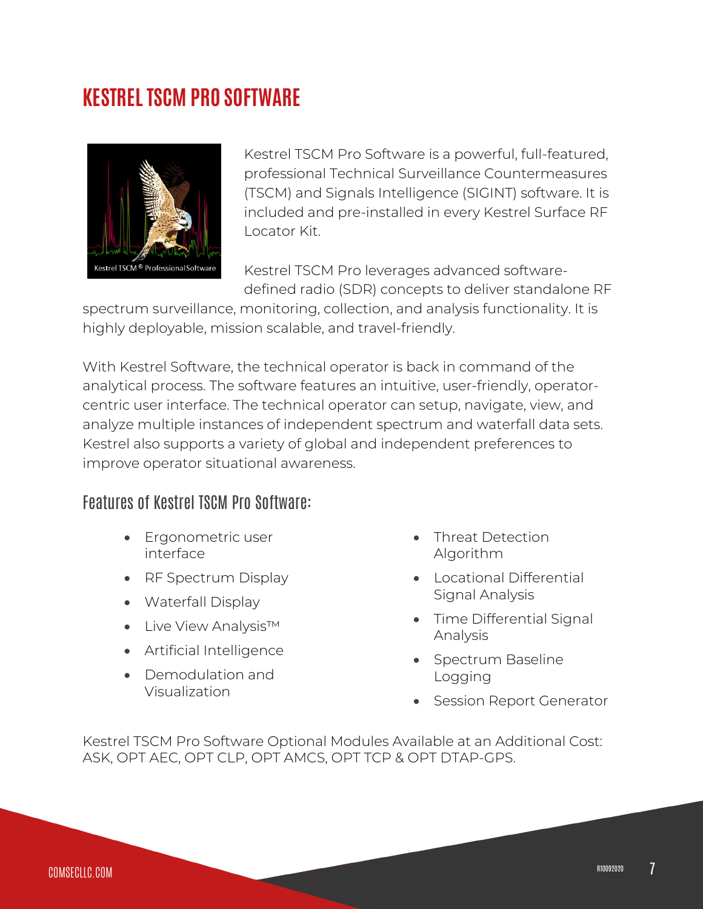# KESTREL TSCM PRO SOFTWARE

Kestrel TSCM Pro Software is a powerful, full-featured, professional Technical Surveillance Countermeasures (TSCM) and Signals Intelligence (SIGINT) software. It is included and pre-installed in every Kestrel Surface RF Locator Kit.

Kestrel TSCM Pro leverages advanced software-defined radio (SDR) concepts to deliver standalone RF spectrum surveillance, monitoring, collection, and analysis functionality. It is highly deployable, mission scalable, and travel-friendly.

With Kestrel Software, the technical operator is back in command of the analytical process. The software features an intuitive, user-friendly, operator-centric user interface. The technical operator can setup, navigate, view, and analyze multiple instances of independent spectrum and waterfall data sets. Kestrel also supports a variety of global and independent preferences to improve operator situational awareness.

## Features of Kestrel TSCM Pro Software:

- Ergonometric user interface
- RF Spectrum Display
- Waterfall Display
- Live View Analysis™
- Artificial Intelligence
- Demodulation and Visualization
- Threat Detection Algorithm
- Locational Differential Signal Analysis
- Time Differential Signal Analysis
- Spectrum Baseline Logging
- Session Report Generator

Kestrel TSCM Pro Software Optional Modules Available at an Additional Cost: ASK, OPT AEC, OPT CLP, OPT AMCS, OPT TCP & OPT DTAP-GPS.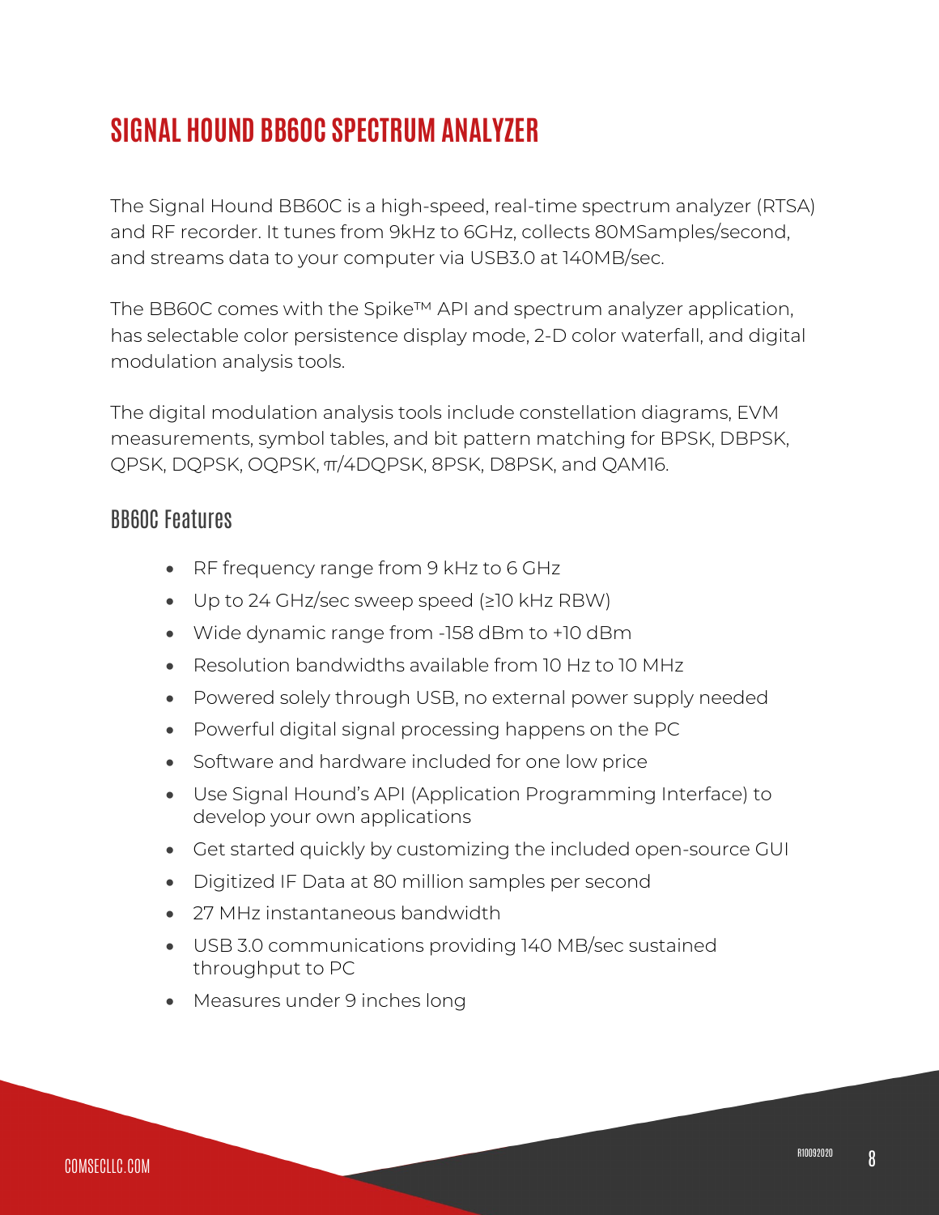# SIGNAL HOUND BB60C SPECTRUM ANALYZER

The Signal Hound BB60C is a high-speed, real-time spectrum analyzer (RTSA) and RF recorder. It tunes from 9kHz to 6GHz, collects 80MSamples/second, and streams data to your computer via USB3.0 at 140MB/sec.

The BB60C comes with the Spike™ API and spectrum analyzer application, has selectable color persistence display mode, 2-D color waterfall, and digital modulation analysis tools.

The digital modulation analysis tools include constellation diagrams, EVM measurements, symbol tables, and bit pattern matching for BPSK, DBPSK, QPSK, DQPSK, OQPSK, π/4DQPSK, 8PSK, D8PSK, and QAM16.

## BB60C Features

- RF frequency range from 9 kHz to 6 GHz
- Up to 24 GHz/sec sweep speed (≥10 kHz RBW)
- Wide dynamic range from -158 dBm to +10 dBm
- Resolution bandwidths available from 10 Hz to 10 MHz
- Powered solely through USB, no external power supply needed
- Powerful digital signal processing happens on the PC
- Software and hardware included for one low price
- Use Signal Hound's API (Application Programming Interface) to develop your own applications
- Get started quickly by customizing the included open-source GUI
- Digitized IF Data at 80 million samples per second
- 27 MHz instantaneous bandwidth
- USB 3.0 communications providing 140 MB/sec sustained throughput to PC
- Measures under 9 inches long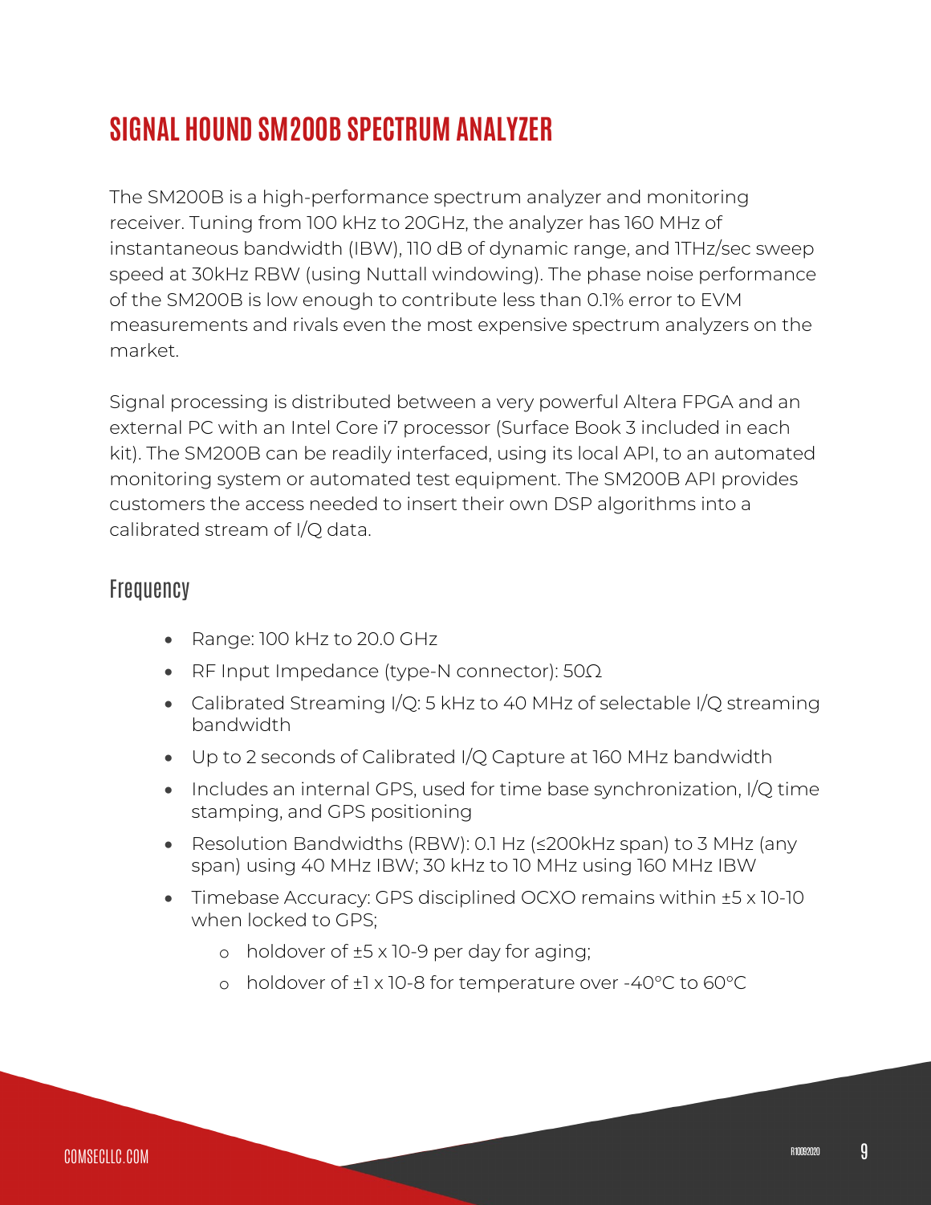# SIGNAL HOUND SM200B SPECTRUM ANALYZER

The SM200B is a high-performance spectrum analyzer and monitoring receiver. Tuning from 100 kHz to 20GHz, the analyzer has 160 MHz of instantaneous bandwidth (IBW), 110 dB of dynamic range, and 1THz/sec sweep speed at 30kHz RBW (using Nuttall windowing). The phase noise performance of the SM200B is low enough to contribute less than 0.1% error to EVM measurements and rivals even the most expensive spectrum analyzers on the market.

Signal processing is distributed between a very powerful Altera FPGA and an external PC with an Intel Core i7 processor (Surface Book 3 included in each kit). The SM200B can be readily interfaced, using its local API, to an automated monitoring system or automated test equipment. The SM200B API provides customers the access needed to insert their own DSP algorithms into a calibrated stream of I/Q data.

## Frequency

- Range: 100 kHz to 20.0 GHz
- RF Input Impedance (type-N connector): 50Ω
- Calibrated Streaming I/Q: 5 kHz to 40 MHz of selectable I/Q streaming bandwidth
- Up to 2 seconds of Calibrated I/Q Capture at 160 MHz bandwidth
- Includes an internal GPS, used for time base synchronization, I/Q time stamping, and GPS positioning
- Resolution Bandwidths (RBW): 0.1 Hz (≤200kHz span) to 3 MHz (any span) using 40 MHz IBW; 30 kHz to 10 MHz using 160 MHz IBW
- Timebase Accuracy: GPS disciplined OCXO remains within ±5 x 10-10 when locked to GPS;
    - holdover of ±5 x 10-9 per day for aging;
    - holdover of ±1 x 10-8 for temperature over -40°C to 60°C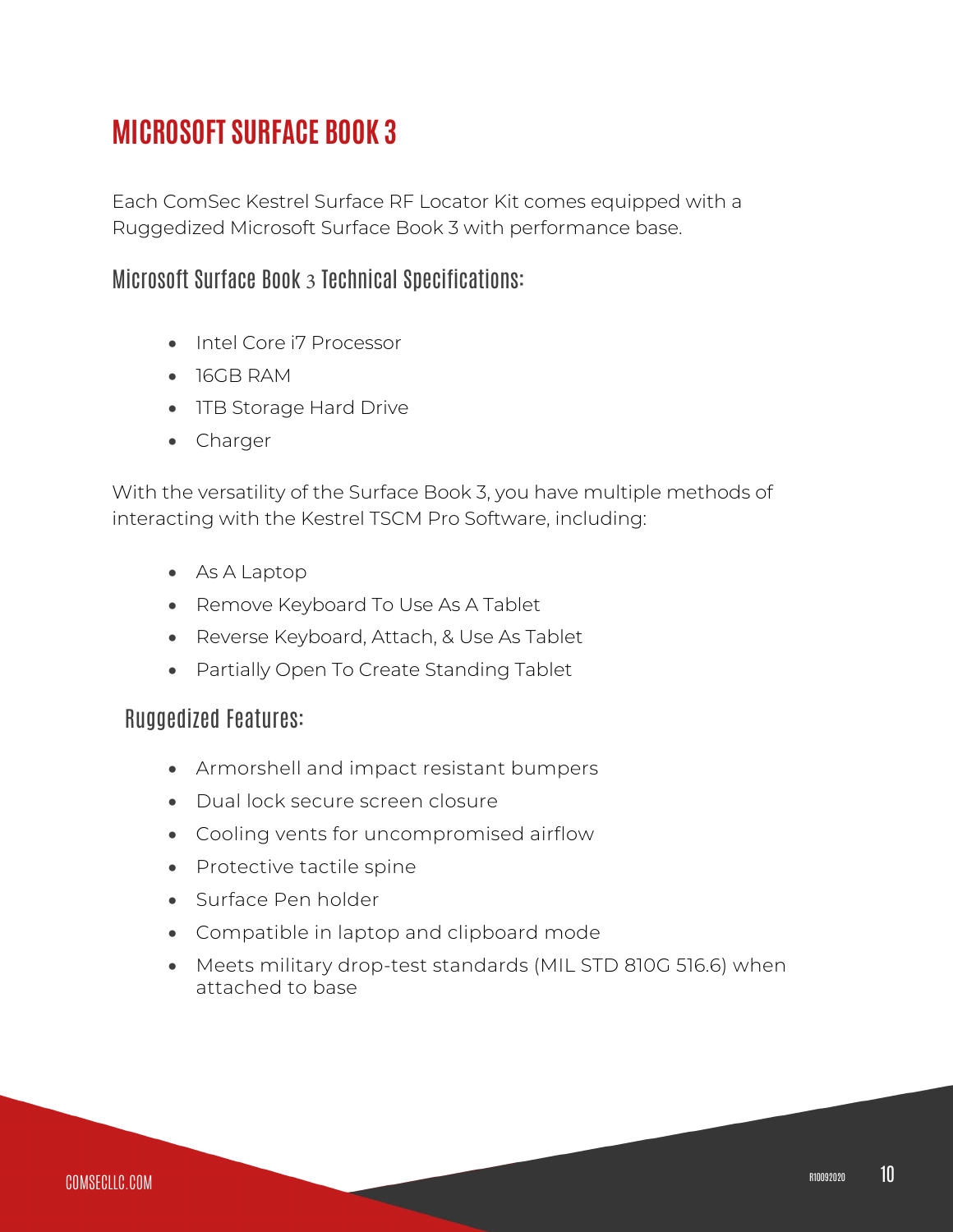# MICROSOFT SURFACE BOOK 3

Each ComSec Kestrel Surface RF Locator Kit comes equipped with a Ruggedized Microsoft Surface Book 3 with performance base.

## Microsoft Surface Book 3 Technical Specifications:

- Intel Core i7 Processor
- 16GB RAM
- 1TB Storage Hard Drive
- Charger

With the versatility of the Surface Book 3, you have multiple methods of interacting with the Kestrel TSCM Pro Software, including:

- As A Laptop
- Remove Keyboard To Use As A Tablet
- Reverse Keyboard, Attach, & Use As Tablet
- Partially Open To Create Standing Tablet

## Ruggedized Features:

- Armorshell and impact resistant bumpers
- Dual lock secure screen closure
- Cooling vents for uncompromised airflow
- Protective tactile spine
- Surface Pen holder
- Compatible in laptop and clipboard mode
- Meets military drop-test standards (MIL STD 810G 516.6) when attached to base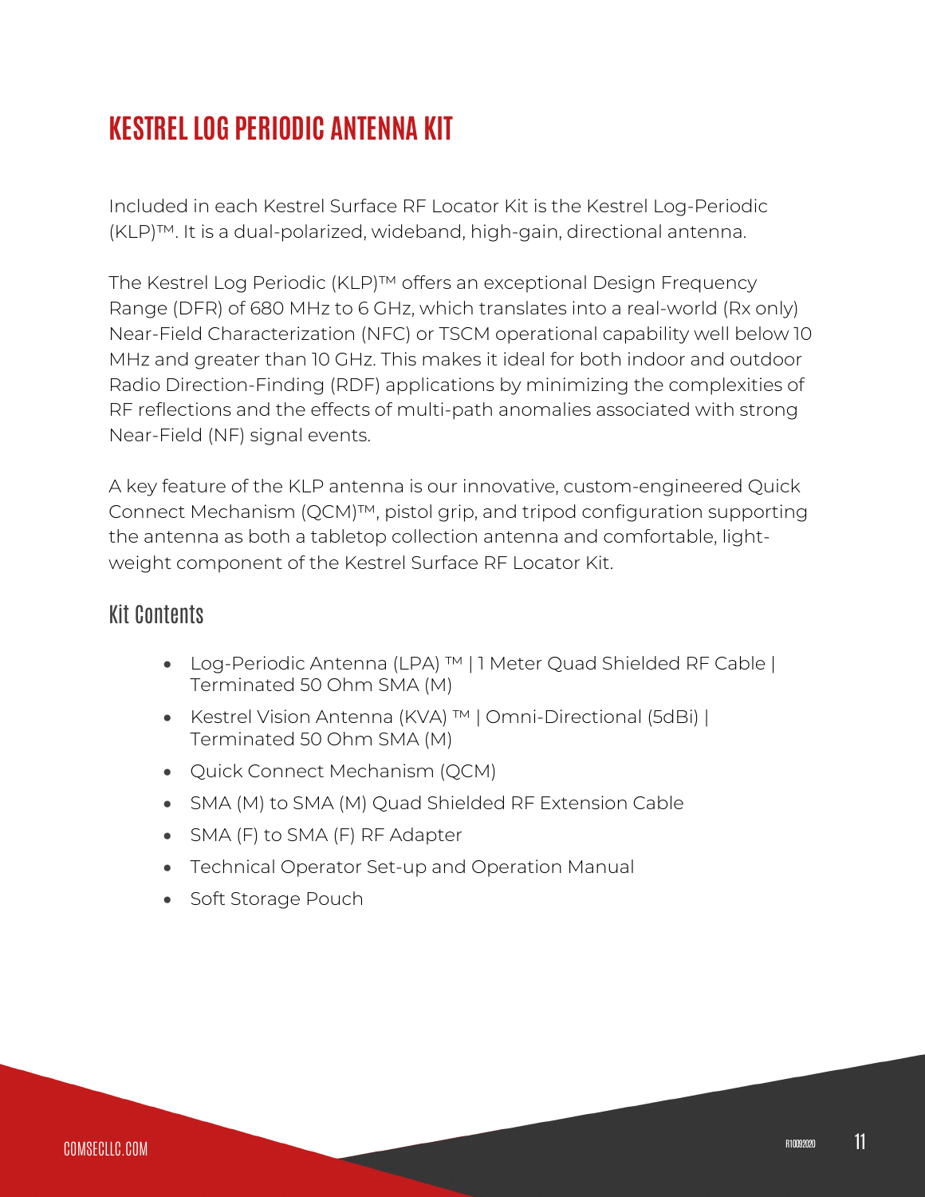# KESTREL LOG PERIODIC ANTENNA KIT

Included in each Kestrel Surface RF Locator Kit is the Kestrel Log-Periodic (KLP)™. It is a dual-polarized, wideband, high-gain, directional antenna.

The Kestrel Log Periodic (KLP)™ offers an exceptional Design Frequency Range (DFR) of 680 MHz to 6 GHz, which translates into a real-world (Rx only) Near-Field Characterization (NFC) or TSCM operational capability well below 10 MHz and greater than 10 GHz. This makes it ideal for both indoor and outdoor Radio Direction-Finding (RDF) applications by minimizing the complexities of RF reflections and the effects of multi-path anomalies associated with strong Near-Field (NF) signal events.

A key feature of the KLP antenna is our innovative, custom-engineered Quick Connect Mechanism (QCM)™, pistol grip, and tripod configuration supporting the antenna as both a tabletop collection antenna and comfortable, light-weight component of the Kestrel Surface RF Locator Kit.

## Kit Contents

- Log-Periodic Antenna (LPA) ™ | 1 Meter Quad Shielded RF Cable | Terminated 50 Ohm SMA (M)
- Kestrel Vision Antenna (KVA) ™ | Omni-Directional (5dBi) | Terminated 50 Ohm SMA (M)
- Quick Connect Mechanism (QCM)
- SMA (M) to SMA (M) Quad Shielded RF Extension Cable
- SMA (F) to SMA (F) RF Adapter
- Technical Operator Set-up and Operation Manual
- Soft Storage Pouch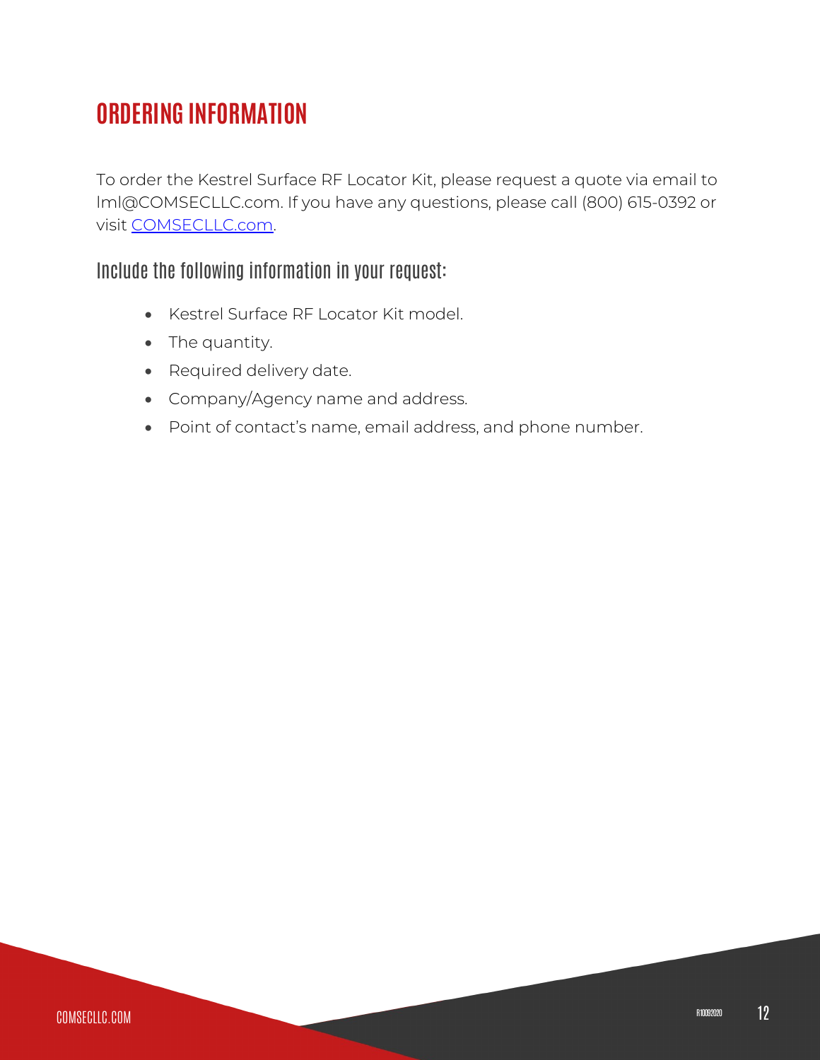# ORDERING INFORMATION

To order the Kestrel Surface RF Locator Kit, please request a quote via email to lml@COMSECLLC.com. If you have any questions, please call (800) 615-0392 or visit [COMSECLLC.com](COMSECLLC.com).

## Include the following information in your request:

- Kestrel Surface RF Locator Kit model.
- The quantity.
- Required delivery date.
- Company/Agency name and address.
- Point of contact's name, email address, and phone number.